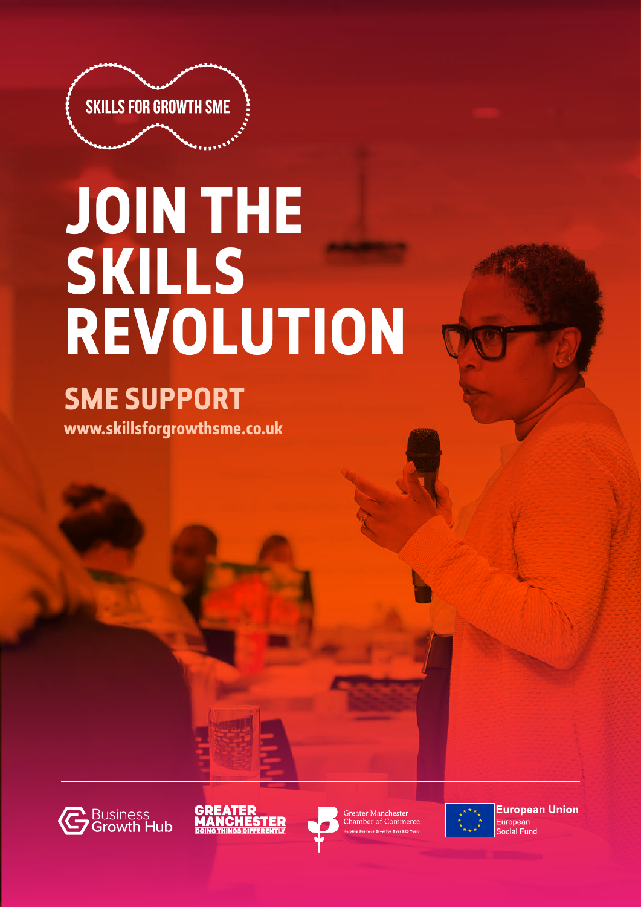SKILLS FOR GROWTH SME

# JOIN THE SKILLS REVOLUTION

## SME SUPPORT

www.skillsforgrowthsme.co.uk

Business Growth Hub

GREATER MANCHESTER DOING THINGS DIFFERENTLY

Greater Manchester Chamber of Commerce
Helping Business Grow for Over 225 Years

European Union
European Social Fund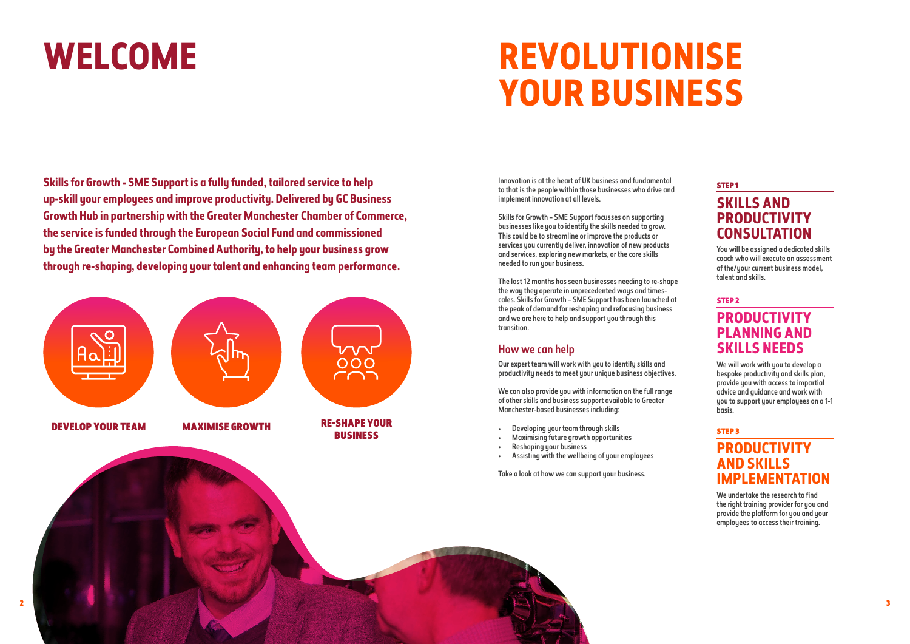# WELCOME

**Skills for Growth - SME Support is a fully funded, tailored service to help up-skill your employees and improve productivity. Delivered by GC Business Growth Hub in partnership with the Greater Manchester Chamber of Commerce, the service is funded through the European Social Fund and commissioned by the Greater Manchester Combined Authority, to help your business grow through re-shaping, developing your talent and enhancing team performance.**

**DEVELOP YOUR TEAM**

**MAXIMISE GROWTH**

**RE-SHAPE YOUR BUSINESS**

# REVOLUTIONISE YOUR BUSINESS

Innovation is at the heart of UK business and fundamental to that is the people within those businesses who drive and implement innovation at all levels.

Skills for Growth – SME Support focusses on supporting businesses like you to identify the skills needed to grow. This could be to streamline or improve the products or services you currently deliver, innovation of new products and services, exploring new markets, or the core skills needed to run your business.

The last 12 months has seen businesses needing to re-shape the way they operate in unprecedented ways and timescales. Skills for Growth – SME Support has been launched at the peak of demand for reshaping and refocusing business and we are here to help and support you through this transition.

## How we can help

Our expert team will work with you to identify skills and productivity needs to meet your unique business objectives.

We can also provide you with information on the full range of other skills and business support available to Greater Manchester-based businesses including:

- Developing your team through skills
- Maximising future growth opportunities
- Reshaping your business
- Assisting with the wellbeing of your employees

Take a look at how we can support your business.

### STEP 1

## SKILLS AND PRODUCTIVITY CONSULTATION

You will be assigned a dedicated skills coach who will execute an assessment of the/your current business model, talent and skills.

### STEP 2

## PRODUCTIVITY PLANNING AND SKILLS NEEDS

We will work with you to develop a bespoke productivity and skills plan, provide you with access to impartial advice and guidance and work with you to support your employees on a 1-1 basis.

### STEP 3

## PRODUCTIVITY AND SKILLS IMPLEMENTATION

We undertake the research to find the right training provider for you and provide the platform for you and your employees to access their training.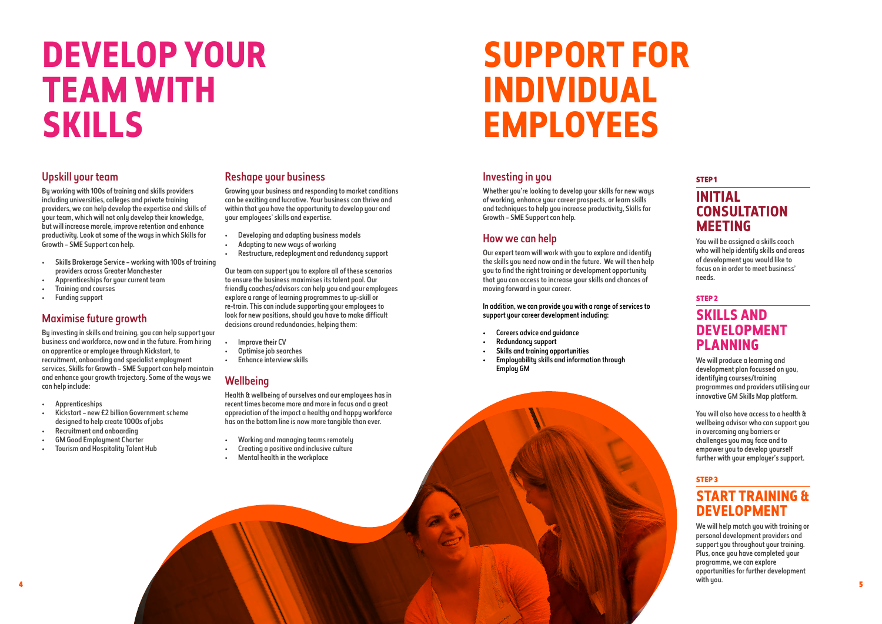# DEVELOP YOUR TEAM WITH SKILLS

## Upskill your team

By working with 100s of training and skills providers including universities, colleges and private training providers, we can help develop the expertise and skills of your team, which will not only develop their knowledge, but will increase morale, improve retention and enhance productivity. Look at some of the ways in which Skills for Growth – SME Support can help.

- Skills Brokerage Service – working with 100s of training providers across Greater Manchester
- Apprenticeships for your current team
- Training and courses
- Funding support

## Maximise future growth

By investing in skills and training, you can help support your business and workforce, now and in the future. From hiring an apprentice or employee through Kickstart, to recruitment, onboarding and specialist employment services, Skills for Growth – SME Support can help maintain and enhance your growth trajectory. Some of the ways we can help include:

- Apprenticeships
- Kickstart – new £2 billion Government scheme designed to help create 1000s of jobs
- Recruitment and onboarding
- GM Good Employment Charter
- Tourism and Hospitality Talent Hub

## Reshape your business

Growing your business and responding to market conditions can be exciting and lucrative. Your business can thrive and within that you have the opportunity to develop your and your employees' skills and expertise.

- Developing and adapting business models
- Adapting to new ways of working
- Restructure, redeployment and redundancy support

Our team can support you to explore all of these scenarios to ensure the business maximises its talent pool. Our friendly coaches/advisors can help you and your employees explore a range of learning programmes to up-skill or re-train. This can include supporting your employees to look for new positions, should you have to make difficult decisions around redundancies, helping them:

- Improve their CV
- Optimise job searches
- Enhance interview skills

## Wellbeing

Health & wellbeing of ourselves and our employees has in recent times become more and more in focus and a great appreciation of the impact a healthy and happy workforce has on the bottom line is now more tangible than ever.

- Working and managing teams remotely
- Creating a positive and inclusive culture
- Mental health in the workplace

# SUPPORT FOR INDIVIDUAL EMPLOYEES

## Investing in you

Whether you're looking to develop your skills for new ways of working, enhance your career prospects, or learn skills and techniques to help you increase productivity, Skills for Growth – SME Support can help.

## How we can help

Our expert team will work with you to explore and identify the skills you need now and in the future. We will then help you to find the right training or development opportunity that you can access to increase your skills and chances of moving forward in your career.

**In addition, we can provide you with a range of services to support your career development including:**

- **Careers advice and guidance**
- **Redundancy support**
- **Skills and training opportunities**
- **Employability skills and information through Employ GM**

**STEP 1**

### INITIAL CONSULTATION MEETING

You will be assigned a skills coach who will help identify skills and areas of development you would like to focus on in order to meet business' needs.

**STEP 2**

### SKILLS AND DEVELOPMENT PLANNING

We will produce a learning and development plan focussed on you, identifying courses/training programmes and providers utilising our innovative GM Skills Map platform.

You will also have access to a health & wellbeing advisor who can support you in overcoming any barriers or challenges you may face and to empower you to develop yourself further with your employer's support.

**STEP 3**

### START TRAINING & DEVELOPMENT

We will help match you with training or personal development providers and support you throughout your training. Plus, once you have completed your programme, we can explore opportunities for further development with you.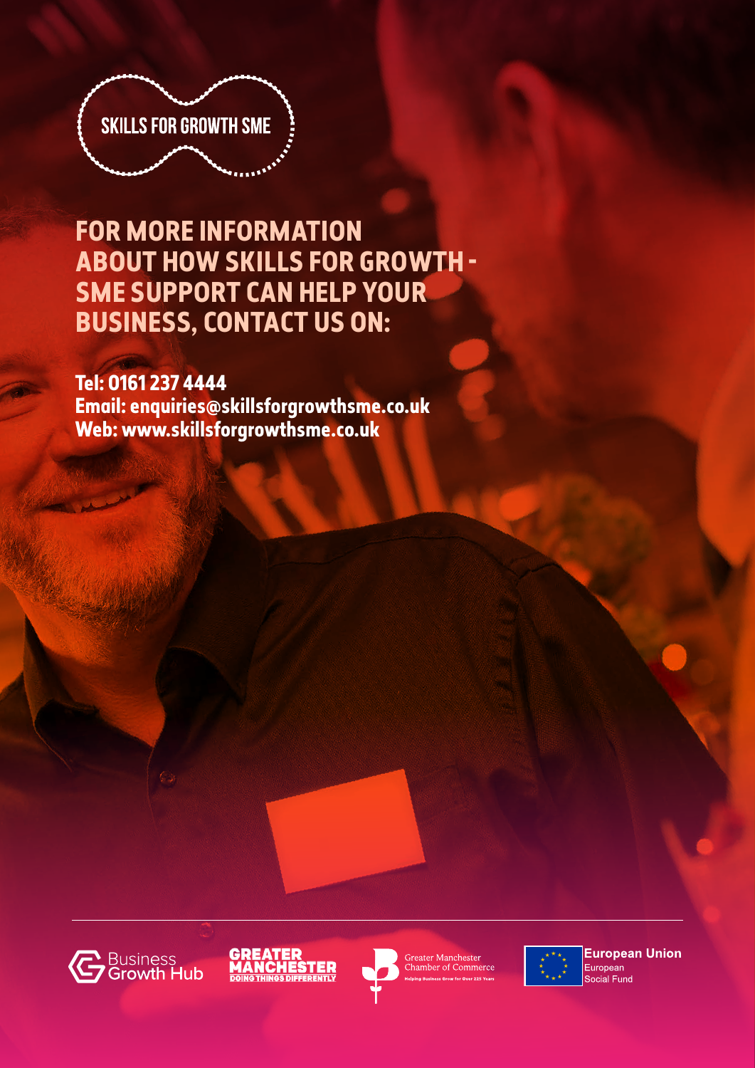SKILLS FOR GROWTH SME

## FOR MORE INFORMATION ABOUT HOW SKILLS FOR GROWTH - SME SUPPORT CAN HELP YOUR BUSINESS, CONTACT US ON:

**Tel: 0161 237 4444**
**Email: enquiries@skillsforgrowthsme.co.uk**
**Web: www.skillsforgrowthsme.co.uk**

Business Growth Hub

GREATER MANCHESTER DOING THINGS DIFFERENTLY

Greater Manchester Chamber of Commerce
Helping Business Grow for Over 225 Years

European Union
European Social Fund